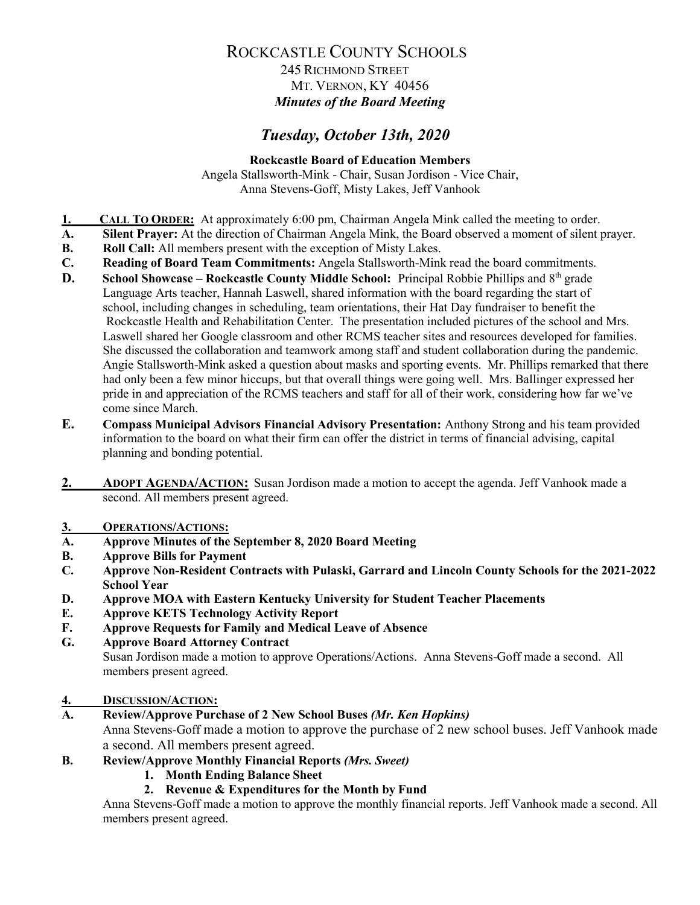# Rockcastle County Schools

245 Richmond Street
Mt. Vernon, KY 40456
***Minutes of the Board Meeting***

## *Tuesday, October 13th, 2020*

**Rockcastle Board of Education Members**
Angela Stallsworth-Mink - Chair, Susan Jordison - Vice Chair,
Anna Stevens-Goff, Misty Lakes, Jeff Vanhook

**1. Call To Order:** At approximately 6:00 pm, Chairman Angela Mink called the meeting to order.

**A. Silent Prayer:** At the direction of Chairman Angela Mink, the Board observed a moment of silent prayer.

**B. Roll Call:** All members present with the exception of Misty Lakes.

**C. Reading of Board Team Commitments:** Angela Stallsworth-Mink read the board commitments.

**D. School Showcase – Rockcastle County Middle School:** Principal Robbie Phillips and 8th grade Language Arts teacher, Hannah Laswell, shared information with the board regarding the start of school, including changes in scheduling, team orientations, their Hat Day fundraiser to benefit the Rockcastle Health and Rehabilitation Center. The presentation included pictures of the school and Mrs. Laswell shared her Google classroom and other RCMS teacher sites and resources developed for families. She discussed the collaboration and teamwork among staff and student collaboration during the pandemic. Angie Stallsworth-Mink asked a question about masks and sporting events. Mr. Phillips remarked that there had only been a few minor hiccups, but that overall things were going well. Mrs. Ballinger expressed her pride in and appreciation of the RCMS teachers and staff for all of their work, considering how far we've come since March.

**E. Compass Municipal Advisors Financial Advisory Presentation:** Anthony Strong and his team provided information to the board on what their firm can offer the district in terms of financial advising, capital planning and bonding potential.

**2. Adopt Agenda/Action:** Susan Jordison made a motion to accept the agenda. Jeff Vanhook made a second. All members present agreed.

**3. Operations/Actions:**

**A. Approve Minutes of the September 8, 2020 Board Meeting**

**B. Approve Bills for Payment**

**C. Approve Non-Resident Contracts with Pulaski, Garrard and Lincoln County Schools for the 2021-2022 School Year**

**D. Approve MOA with Eastern Kentucky University for Student Teacher Placements**

**E. Approve KETS Technology Activity Report**

**F. Approve Requests for Family and Medical Leave of Absence**

**G. Approve Board Attorney Contract**

Susan Jordison made a motion to approve Operations/Actions. Anna Stevens-Goff made a second. All members present agreed.

**4. Discussion/Action:**

**A. Review/Approve Purchase of 2 New School Buses** ***(Mr. Ken Hopkins)***

Anna Stevens-Goff made a motion to approve the purchase of 2 new school buses. Jeff Vanhook made a second. All members present agreed.

**B. Review/Approve Monthly Financial Reports** ***(Mrs. Sweet)***

1. **Month Ending Balance Sheet**
2. **Revenue & Expenditures for the Month by Fund**

Anna Stevens-Goff made a motion to approve the monthly financial reports. Jeff Vanhook made a second. All members present agreed.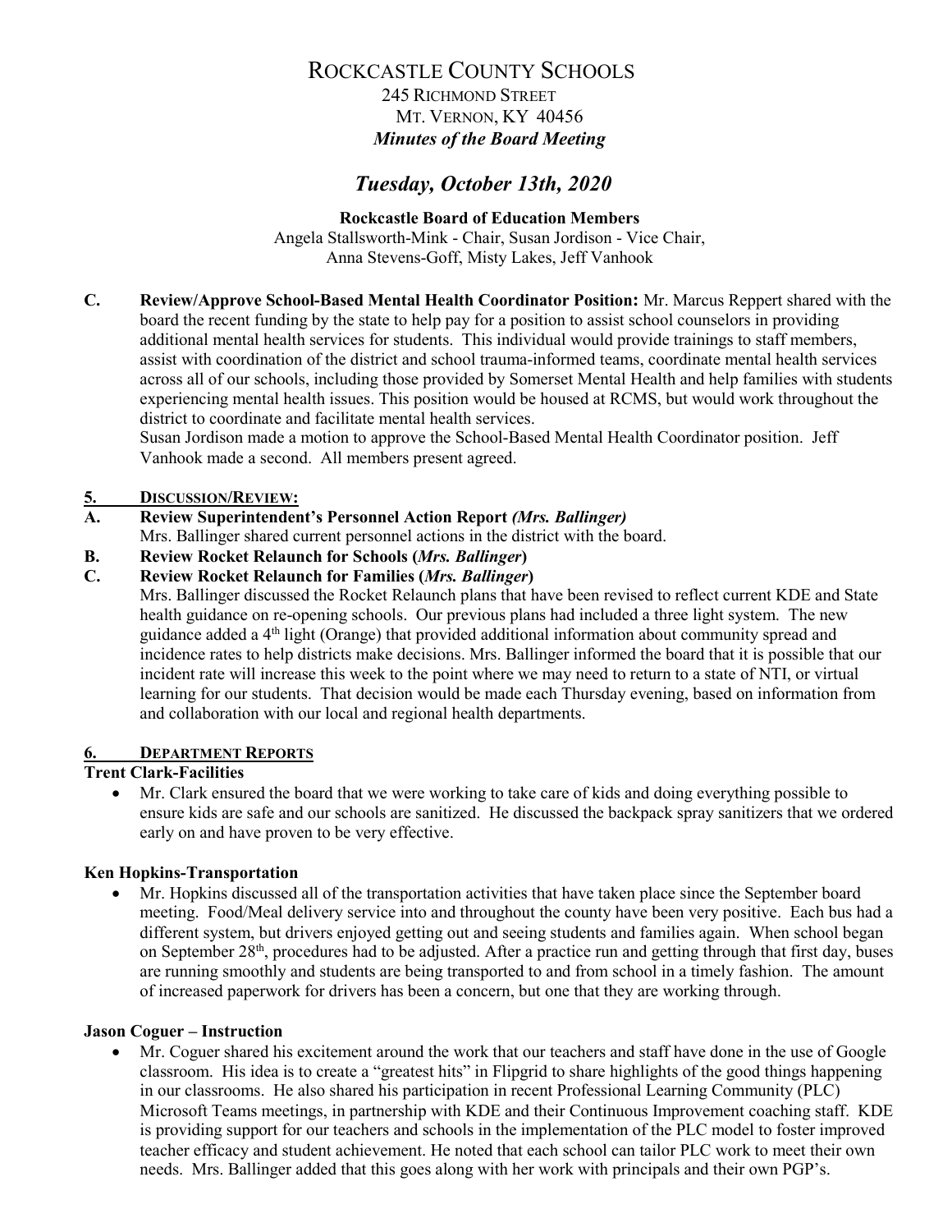# ROCKCASTLE COUNTY SCHOOLS

245 RICHMOND STREET
MT. VERNON, KY 40456
***Minutes of the Board Meeting***

## *Tuesday, October 13th, 2020*

**Rockcastle Board of Education Members**
Angela Stallsworth-Mink - Chair, Susan Jordison - Vice Chair,
Anna Stevens-Goff, Misty Lakes, Jeff Vanhook

**C. Review/Approve School-Based Mental Health Coordinator Position:** Mr. Marcus Reppert shared with the board the recent funding by the state to help pay for a position to assist school counselors in providing additional mental health services for students. This individual would provide trainings to staff members, assist with coordination of the district and school trauma-informed teams, coordinate mental health services across all of our schools, including those provided by Somerset Mental Health and help families with students experiencing mental health issues. This position would be housed at RCMS, but would work throughout the district to coordinate and facilitate mental health services.
Susan Jordison made a motion to approve the School-Based Mental Health Coordinator position. Jeff Vanhook made a second. All members present agreed.

**5. DISCUSSION/REVIEW:**

**A. Review Superintendent's Personnel Action Report *(Mrs. Ballinger)***
Mrs. Ballinger shared current personnel actions in the district with the board.

**B. Review Rocket Relaunch for Schools (*Mrs. Ballinger*)**

**C. Review Rocket Relaunch for Families (*Mrs. Ballinger*)**
Mrs. Ballinger discussed the Rocket Relaunch plans that have been revised to reflect current KDE and State health guidance on re-opening schools. Our previous plans had included a three light system. The new guidance added a 4th light (Orange) that provided additional information about community spread and incidence rates to help districts make decisions. Mrs. Ballinger informed the board that it is possible that our incident rate will increase this week to the point where we may need to return to a state of NTI, or virtual learning for our students. That decision would be made each Thursday evening, based on information from and collaboration with our local and regional health departments.

**6. DEPARTMENT REPORTS**

**Trent Clark-Facilities**

- Mr. Clark ensured the board that we were working to take care of kids and doing everything possible to ensure kids are safe and our schools are sanitized. He discussed the backpack spray sanitizers that we ordered early on and have proven to be very effective.

**Ken Hopkins-Transportation**

- Mr. Hopkins discussed all of the transportation activities that have taken place since the September board meeting. Food/Meal delivery service into and throughout the county have been very positive. Each bus had a different system, but drivers enjoyed getting out and seeing students and families again. When school began on September 28th, procedures had to be adjusted. After a practice run and getting through that first day, buses are running smoothly and students are being transported to and from school in a timely fashion. The amount of increased paperwork for drivers has been a concern, but one that they are working through.

**Jason Coguer – Instruction**

- Mr. Coguer shared his excitement around the work that our teachers and staff have done in the use of Google classroom. His idea is to create a "greatest hits" in Flipgrid to share highlights of the good things happening in our classrooms. He also shared his participation in recent Professional Learning Community (PLC) Microsoft Teams meetings, in partnership with KDE and their Continuous Improvement coaching staff. KDE is providing support for our teachers and schools in the implementation of the PLC model to foster improved teacher efficacy and student achievement. He noted that each school can tailor PLC work to meet their own needs. Mrs. Ballinger added that this goes along with her work with principals and their own PGP's.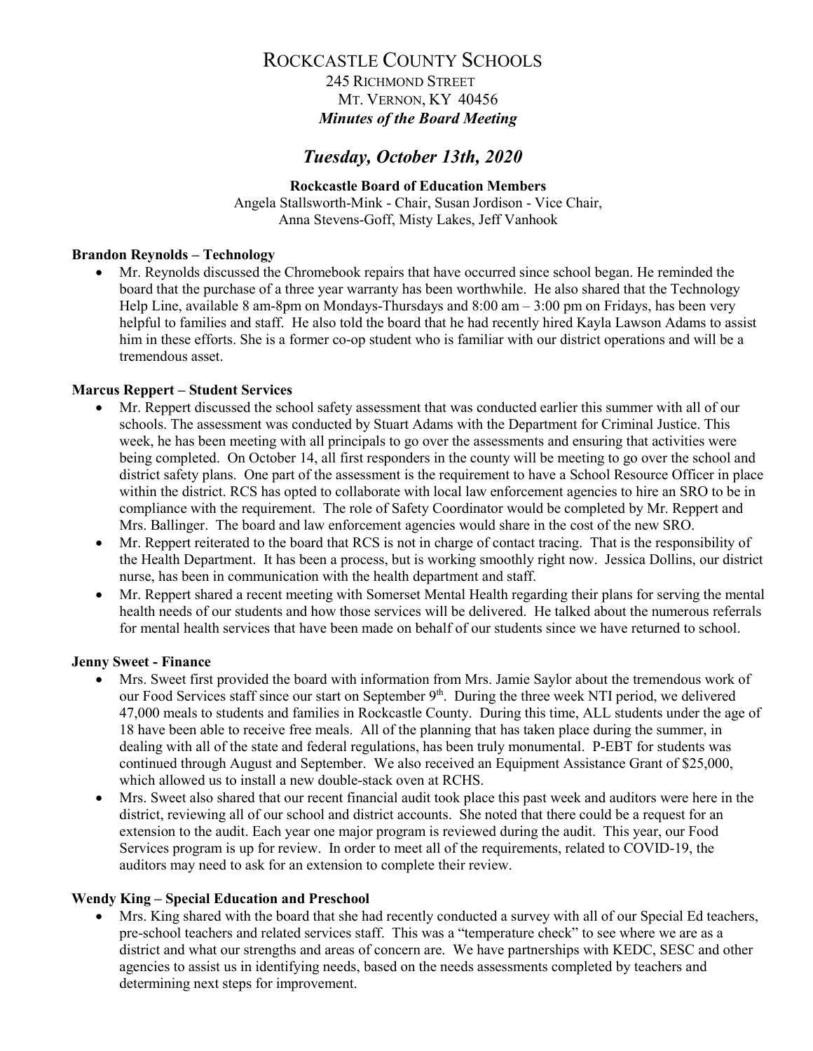# ROCKCASTLE COUNTY SCHOOLS

245 RICHMOND STREET
MT. VERNON, KY 40456

***Minutes of the Board Meeting***

## *Tuesday, October 13th, 2020*

**Rockcastle Board of Education Members**
Angela Stallsworth-Mink - Chair, Susan Jordison - Vice Chair,
Anna Stevens-Goff, Misty Lakes, Jeff Vanhook

**Brandon Reynolds – Technology**

- Mr. Reynolds discussed the Chromebook repairs that have occurred since school began. He reminded the board that the purchase of a three year warranty has been worthwhile. He also shared that the Technology Help Line, available 8 am-8pm on Mondays-Thursdays and 8:00 am – 3:00 pm on Fridays, has been very helpful to families and staff. He also told the board that he had recently hired Kayla Lawson Adams to assist him in these efforts. She is a former co-op student who is familiar with our district operations and will be a tremendous asset.

**Marcus Reppert – Student Services**

- Mr. Reppert discussed the school safety assessment that was conducted earlier this summer with all of our schools. The assessment was conducted by Stuart Adams with the Department for Criminal Justice. This week, he has been meeting with all principals to go over the assessments and ensuring that activities were being completed. On October 14, all first responders in the county will be meeting to go over the school and district safety plans. One part of the assessment is the requirement to have a School Resource Officer in place within the district. RCS has opted to collaborate with local law enforcement agencies to hire an SRO to be in compliance with the requirement. The role of Safety Coordinator would be completed by Mr. Reppert and Mrs. Ballinger. The board and law enforcement agencies would share in the cost of the new SRO.
- Mr. Reppert reiterated to the board that RCS is not in charge of contact tracing. That is the responsibility of the Health Department. It has been a process, but is working smoothly right now. Jessica Dollins, our district nurse, has been in communication with the health department and staff.
- Mr. Reppert shared a recent meeting with Somerset Mental Health regarding their plans for serving the mental health needs of our students and how those services will be delivered. He talked about the numerous referrals for mental health services that have been made on behalf of our students since we have returned to school.

**Jenny Sweet - Finance**

- Mrs. Sweet first provided the board with information from Mrs. Jamie Saylor about the tremendous work of our Food Services staff since our start on September 9th. During the three week NTI period, we delivered 47,000 meals to students and families in Rockcastle County. During this time, ALL students under the age of 18 have been able to receive free meals. All of the planning that has taken place during the summer, in dealing with all of the state and federal regulations, has been truly monumental. P-EBT for students was continued through August and September. We also received an Equipment Assistance Grant of $25,000, which allowed us to install a new double-stack oven at RCHS.
- Mrs. Sweet also shared that our recent financial audit took place this past week and auditors were here in the district, reviewing all of our school and district accounts. She noted that there could be a request for an extension to the audit. Each year one major program is reviewed during the audit. This year, our Food Services program is up for review. In order to meet all of the requirements, related to COVID-19, the auditors may need to ask for an extension to complete their review.

**Wendy King – Special Education and Preschool**

- Mrs. King shared with the board that she had recently conducted a survey with all of our Special Ed teachers, pre-school teachers and related services staff. This was a "temperature check" to see where we are as a district and what our strengths and areas of concern are. We have partnerships with KEDC, SESC and other agencies to assist us in identifying needs, based on the needs assessments completed by teachers and determining next steps for improvement.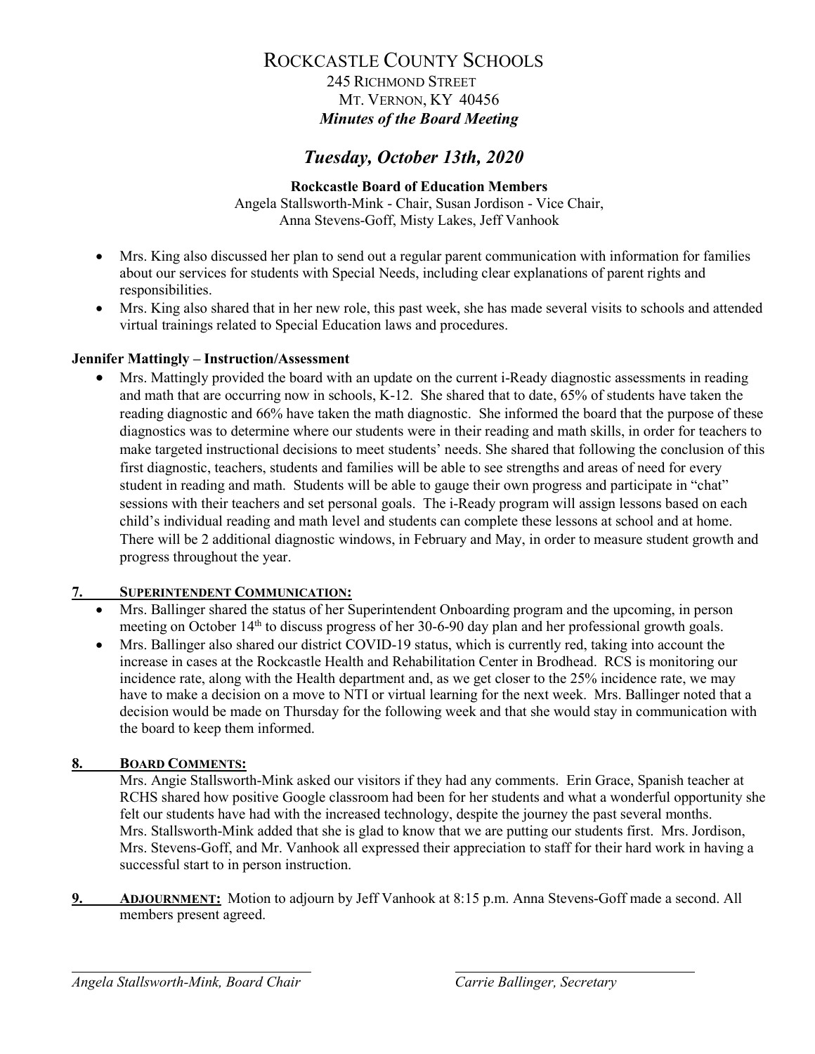# Rockcastle County Schools

245 Richmond Street
Mt. Vernon, KY 40456
***Minutes of the Board Meeting***

## *Tuesday, October 13th, 2020*

**Rockcastle Board of Education Members**
Angela Stallsworth-Mink - Chair, Susan Jordison - Vice Chair,
Anna Stevens-Goff, Misty Lakes, Jeff Vanhook

- Mrs. King also discussed her plan to send out a regular parent communication with information for families about our services for students with Special Needs, including clear explanations of parent rights and responsibilities.
- Mrs. King also shared that in her new role, this past week, she has made several visits to schools and attended virtual trainings related to Special Education laws and procedures.

**Jennifer Mattingly – Instruction/Assessment**

- Mrs. Mattingly provided the board with an update on the current i-Ready diagnostic assessments in reading and math that are occurring now in schools, K-12. She shared that to date, 65% of students have taken the reading diagnostic and 66% have taken the math diagnostic. She informed the board that the purpose of these diagnostics was to determine where our students were in their reading and math skills, in order for teachers to make targeted instructional decisions to meet students' needs. She shared that following the conclusion of this first diagnostic, teachers, students and families will be able to see strengths and areas of need for every student in reading and math. Students will be able to gauge their own progress and participate in "chat" sessions with their teachers and set personal goals. The i-Ready program will assign lessons based on each child's individual reading and math level and students can complete these lessons at school and at home. There will be 2 additional diagnostic windows, in February and May, in order to measure student growth and progress throughout the year.

**7. SUPERINTENDENT COMMUNICATION:**

- Mrs. Ballinger shared the status of her Superintendent Onboarding program and the upcoming, in person meeting on October 14th to discuss progress of her 30-6-90 day plan and her professional growth goals.
- Mrs. Ballinger also shared our district COVID-19 status, which is currently red, taking into account the increase in cases at the Rockcastle Health and Rehabilitation Center in Brodhead. RCS is monitoring our incidence rate, along with the Health department and, as we get closer to the 25% incidence rate, we may have to make a decision on a move to NTI or virtual learning for the next week. Mrs. Ballinger noted that a decision would be made on Thursday for the following week and that she would stay in communication with the board to keep them informed.

**8. BOARD COMMENTS:**

Mrs. Angie Stallsworth-Mink asked our visitors if they had any comments. Erin Grace, Spanish teacher at RCHS shared how positive Google classroom had been for her students and what a wonderful opportunity she felt our students have had with the increased technology, despite the journey the past several months. Mrs. Stallsworth-Mink added that she is glad to know that we are putting our students first. Mrs. Jordison, Mrs. Stevens-Goff, and Mr. Vanhook all expressed their appreciation to staff for their hard work in having a successful start to in person instruction.

**9. ADJOURNMENT:** Motion to adjourn by Jeff Vanhook at 8:15 p.m. Anna Stevens-Goff made a second. All members present agreed.

*Angela Stallsworth-Mink, Board Chair*

*Carrie Ballinger, Secretary*